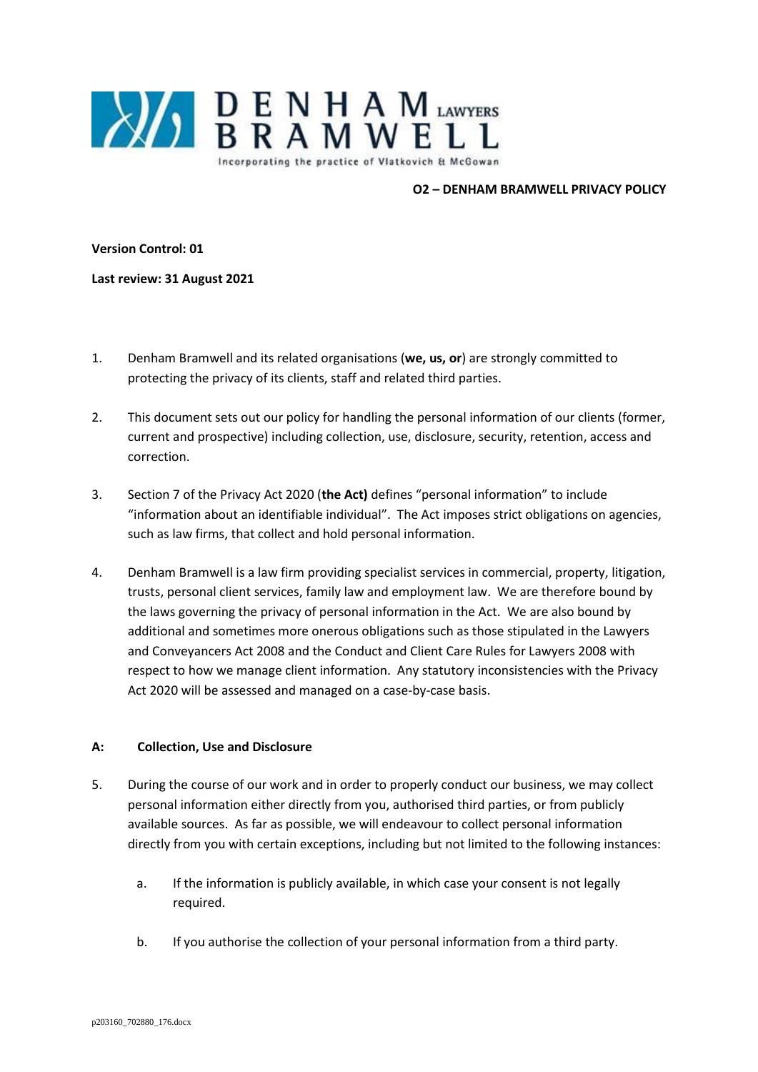**O2 – DENHAM BRAMWELL PRIVACY POLICY**

**Version Control: 01**

**Last review: 31 August 2021**

1. Denham Bramwell and its related organisations (**we, us, or**) are strongly committed to protecting the privacy of its clients, staff and related third parties.

2. This document sets out our policy for handling the personal information of our clients (former, current and prospective) including collection, use, disclosure, security, retention, access and correction.

3. Section 7 of the Privacy Act 2020 (**the Act)** defines "personal information" to include "information about an identifiable individual". The Act imposes strict obligations on agencies, such as law firms, that collect and hold personal information.

4. Denham Bramwell is a law firm providing specialist services in commercial, property, litigation, trusts, personal client services, family law and employment law. We are therefore bound by the laws governing the privacy of personal information in the Act. We are also bound by additional and sometimes more onerous obligations such as those stipulated in the Lawyers and Conveyancers Act 2008 and the Conduct and Client Care Rules for Lawyers 2008 with respect to how we manage client information. Any statutory inconsistencies with the Privacy Act 2020 will be assessed and managed on a case-by-case basis.

## A: Collection, Use and Disclosure

5. During the course of our work and in order to properly conduct our business, we may collect personal information either directly from you, authorised third parties, or from publicly available sources. As far as possible, we will endeavour to collect personal information directly from you with certain exceptions, including but not limited to the following instances:

   a. If the information is publicly available, in which case your consent is not legally required.

   b. If you authorise the collection of your personal information from a third party.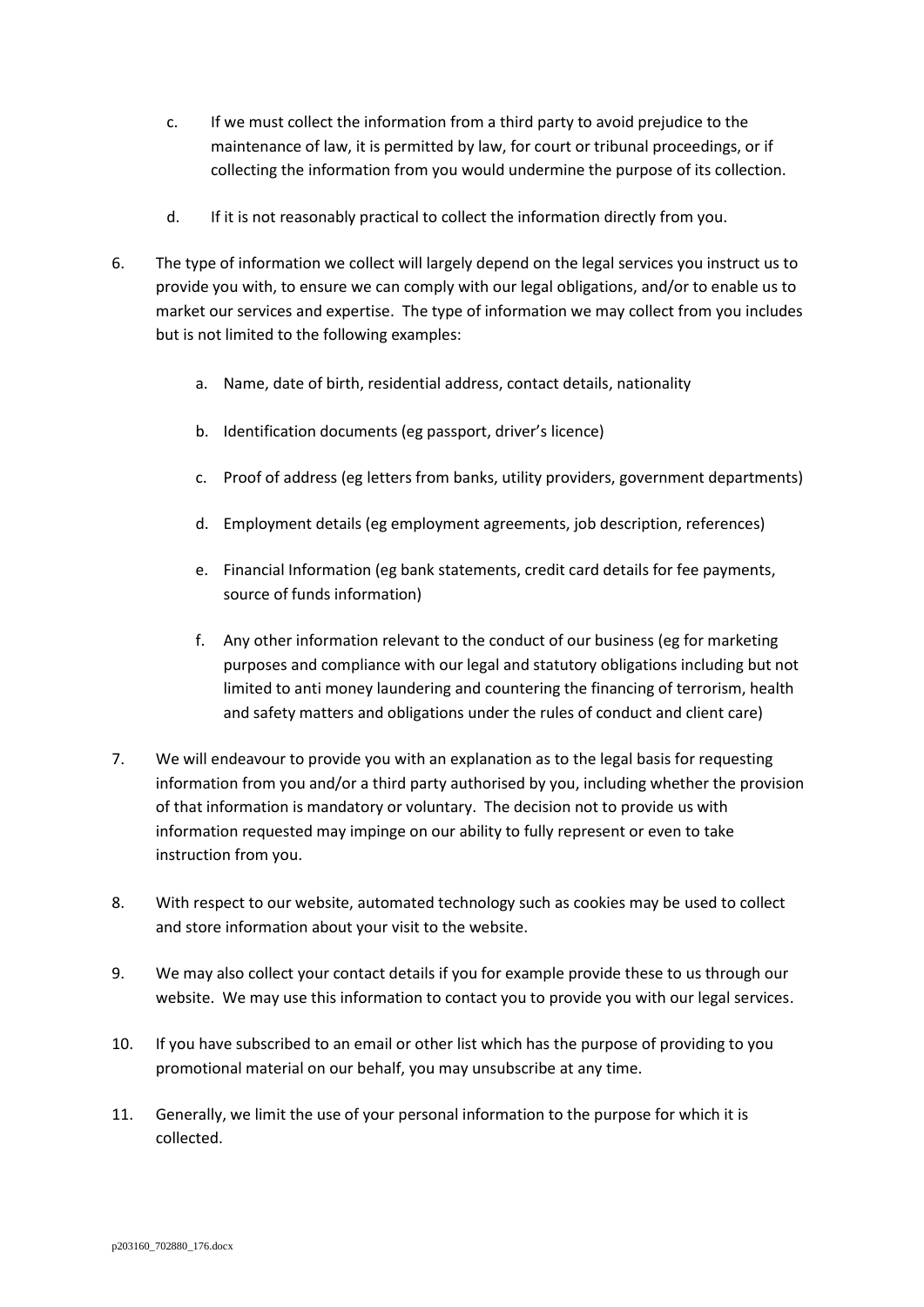c. If we must collect the information from a third party to avoid prejudice to the maintenance of law, it is permitted by law, for court or tribunal proceedings, or if collecting the information from you would undermine the purpose of its collection.

d. If it is not reasonably practical to collect the information directly from you.

6. The type of information we collect will largely depend on the legal services you instruct us to provide you with, to ensure we can comply with our legal obligations, and/or to enable us to market our services and expertise. The type of information we may collect from you includes but is not limited to the following examples:

   a. Name, date of birth, residential address, contact details, nationality

   b. Identification documents (eg passport, driver's licence)

   c. Proof of address (eg letters from banks, utility providers, government departments)

   d. Employment details (eg employment agreements, job description, references)

   e. Financial Information (eg bank statements, credit card details for fee payments, source of funds information)

   f. Any other information relevant to the conduct of our business (eg for marketing purposes and compliance with our legal and statutory obligations including but not limited to anti money laundering and countering the financing of terrorism, health and safety matters and obligations under the rules of conduct and client care)

7. We will endeavour to provide you with an explanation as to the legal basis for requesting information from you and/or a third party authorised by you, including whether the provision of that information is mandatory or voluntary. The decision not to provide us with information requested may impinge on our ability to fully represent or even to take instruction from you.

8. With respect to our website, automated technology such as cookies may be used to collect and store information about your visit to the website.

9. We may also collect your contact details if you for example provide these to us through our website. We may use this information to contact you to provide you with our legal services.

10. If you have subscribed to an email or other list which has the purpose of providing to you promotional material on our behalf, you may unsubscribe at any time.

11. Generally, we limit the use of your personal information to the purpose for which it is collected.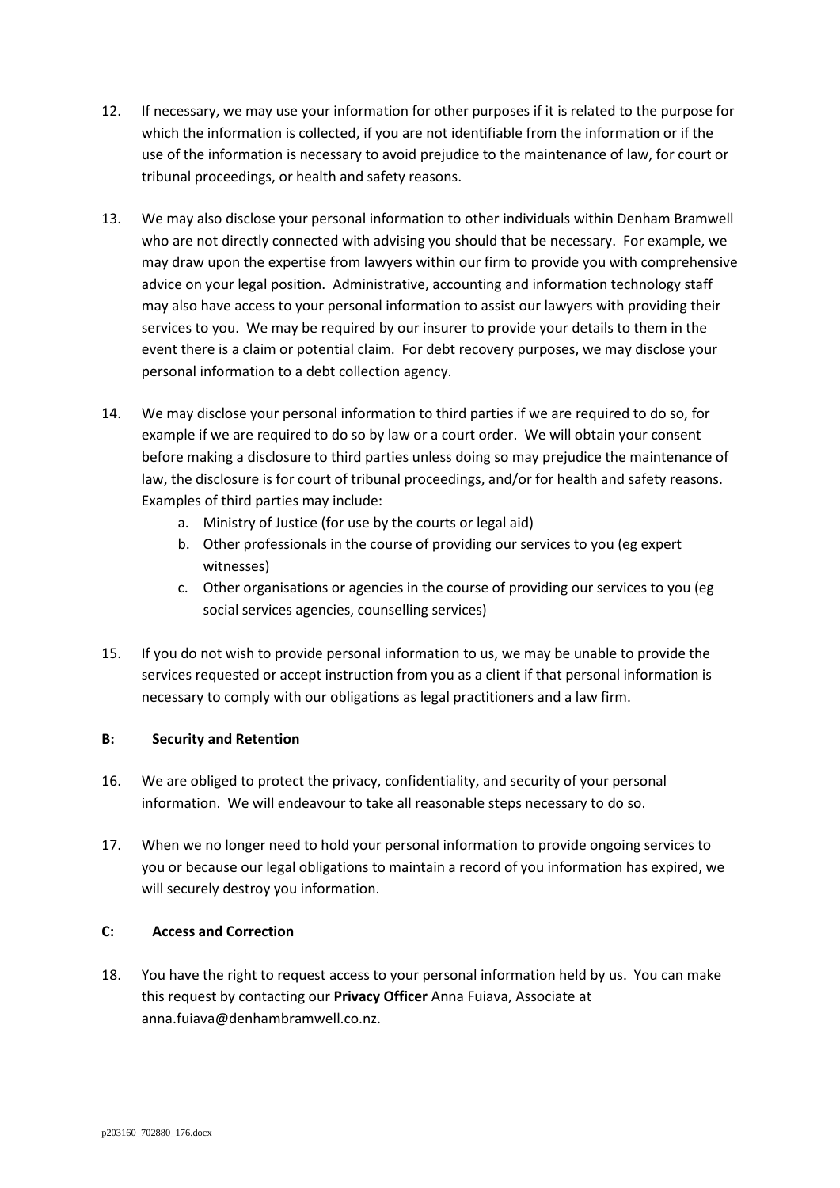12. If necessary, we may use your information for other purposes if it is related to the purpose for which the information is collected, if you are not identifiable from the information or if the use of the information is necessary to avoid prejudice to the maintenance of law, for court or tribunal proceedings, or health and safety reasons.

13. We may also disclose your personal information to other individuals within Denham Bramwell who are not directly connected with advising you should that be necessary. For example, we may draw upon the expertise from lawyers within our firm to provide you with comprehensive advice on your legal position. Administrative, accounting and information technology staff may also have access to your personal information to assist our lawyers with providing their services to you. We may be required by our insurer to provide your details to them in the event there is a claim or potential claim. For debt recovery purposes, we may disclose your personal information to a debt collection agency.

14. We may disclose your personal information to third parties if we are required to do so, for example if we are required to do so by law or a court order. We will obtain your consent before making a disclosure to third parties unless doing so may prejudice the maintenance of law, the disclosure is for court of tribunal proceedings, and/or for health and safety reasons. Examples of third parties may include:
    a. Ministry of Justice (for use by the courts or legal aid)
    b. Other professionals in the course of providing our services to you (eg expert witnesses)
    c. Other organisations or agencies in the course of providing our services to you (eg social services agencies, counselling services)

15. If you do not wish to provide personal information to us, we may be unable to provide the services requested or accept instruction from you as a client if that personal information is necessary to comply with our obligations as legal practitioners and a law firm.

**B: Security and Retention**

16. We are obliged to protect the privacy, confidentiality, and security of your personal information. We will endeavour to take all reasonable steps necessary to do so.

17. When we no longer need to hold your personal information to provide ongoing services to you or because our legal obligations to maintain a record of you information has expired, we will securely destroy you information.

**C: Access and Correction**

18. You have the right to request access to your personal information held by us. You can make this request by contacting our **Privacy Officer** Anna Fuiava, Associate at anna.fuiava@denhambramwell.co.nz.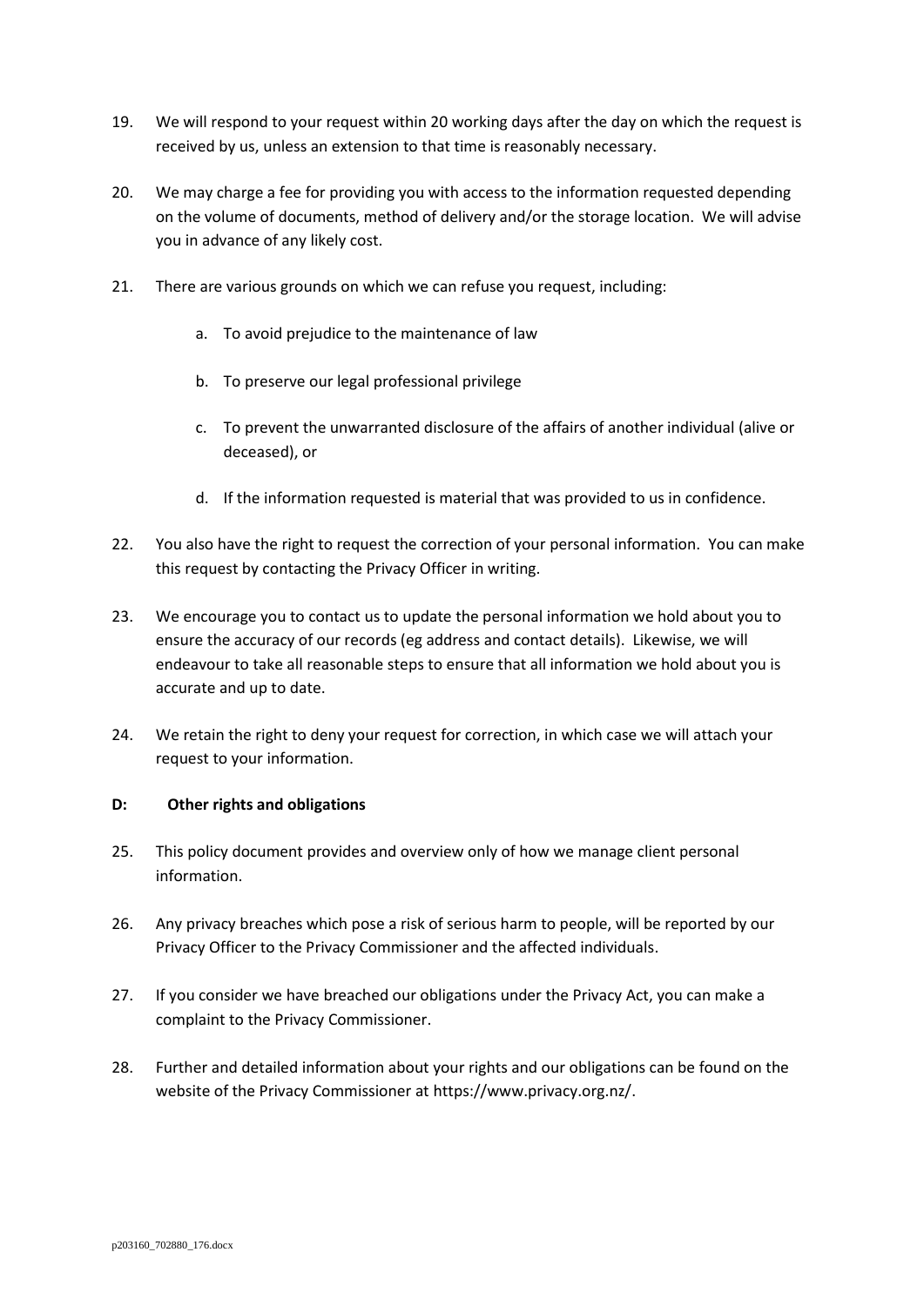19. We will respond to your request within 20 working days after the day on which the request is received by us, unless an extension to that time is reasonably necessary.

20. We may charge a fee for providing you with access to the information requested depending on the volume of documents, method of delivery and/or the storage location. We will advise you in advance of any likely cost.

21. There are various grounds on which we can refuse you request, including:

    a. To avoid prejudice to the maintenance of law

    b. To preserve our legal professional privilege

    c. To prevent the unwarranted disclosure of the affairs of another individual (alive or deceased), or

    d. If the information requested is material that was provided to us in confidence.

22. You also have the right to request the correction of your personal information. You can make this request by contacting the Privacy Officer in writing.

23. We encourage you to contact us to update the personal information we hold about you to ensure the accuracy of our records (eg address and contact details). Likewise, we will endeavour to take all reasonable steps to ensure that all information we hold about you is accurate and up to date.

24. We retain the right to deny your request for correction, in which case we will attach your request to your information.

**D: Other rights and obligations**

25. This policy document provides and overview only of how we manage client personal information.

26. Any privacy breaches which pose a risk of serious harm to people, will be reported by our Privacy Officer to the Privacy Commissioner and the affected individuals.

27. If you consider we have breached our obligations under the Privacy Act, you can make a complaint to the Privacy Commissioner.

28. Further and detailed information about your rights and our obligations can be found on the website of the Privacy Commissioner at https://www.privacy.org.nz/.

p203160_702880_176.docx